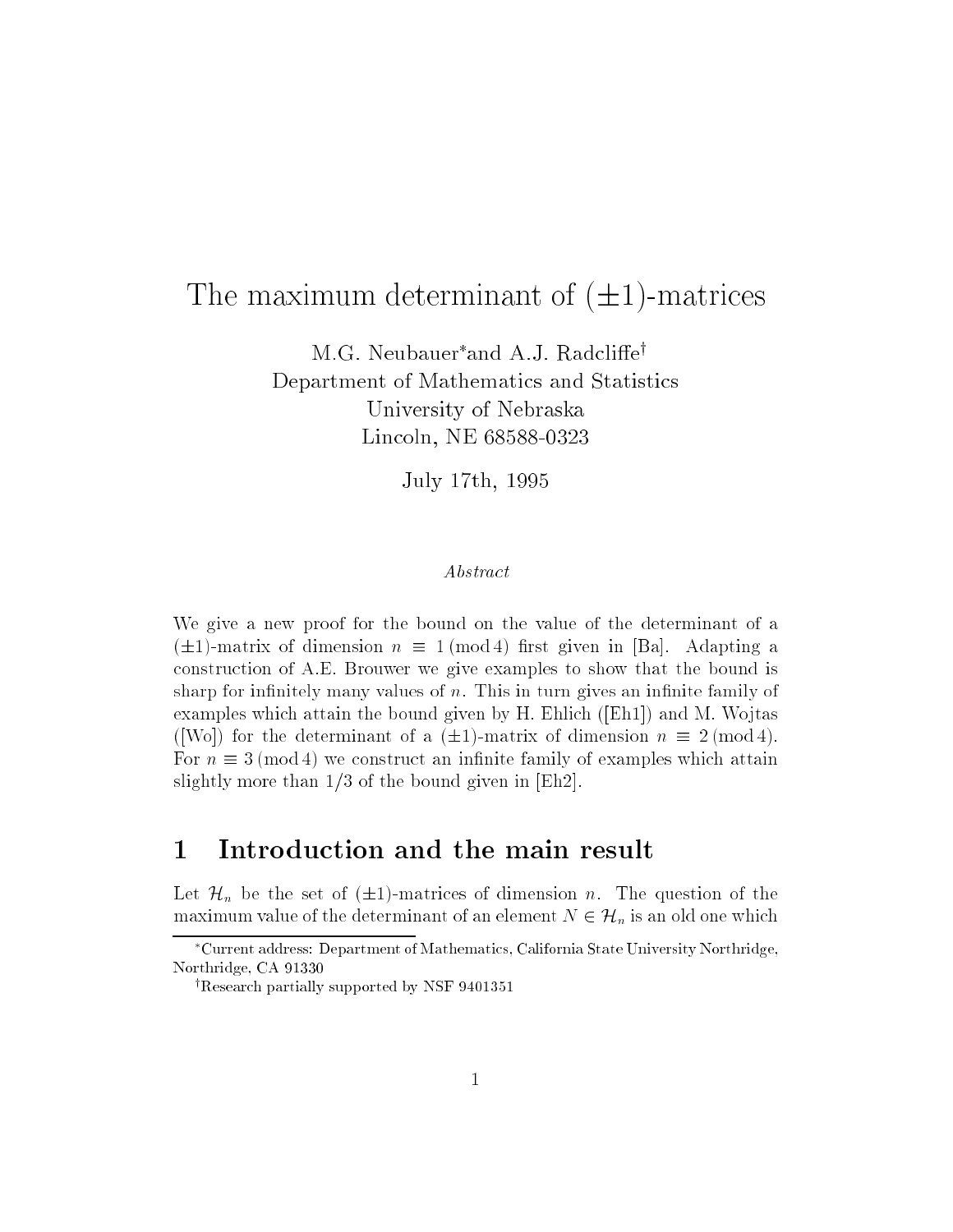# The maximum determinant of $(\pm 1)$-matrices

M.G. Neubauer* and A.J. Radcliffe†
Department of Mathematics and Statistics
University of Nebraska
Lincoln, NE 68588-0323

July 17th, 1995

*Abstract*

We give a new proof for the bound on the value of the determinant of a $(\pm 1)$-matrix of dimension $n \equiv 1 \pmod 4$ first given in [Ba]. Adapting a construction of A.E. Brouwer we give examples to show that the bound is sharp for infinitely many values of $n$. This in turn gives an infinite family of examples which attain the bound given by H. Ehlich ([Eh1]) and M. Wojtas ([Wo]) for the determinant of a $(\pm 1)$-matrix of dimension $n \equiv 2 \pmod 4$. For $n \equiv 3 \pmod 4$ we construct an infinite family of examples which attain slightly more than $1/3$ of the bound given in [Eh2].

## 1 Introduction and the main result

Let $\mathcal{H}_n$ be the set of $(\pm 1)$-matrices of dimension $n$. The question of the maximum value of the determinant of an element $N \in \mathcal{H}_n$ is an old one which

*Current address: Department of Mathematics, California State University Northridge, Northridge, CA 91330

†Research partially supported by NSF 9401351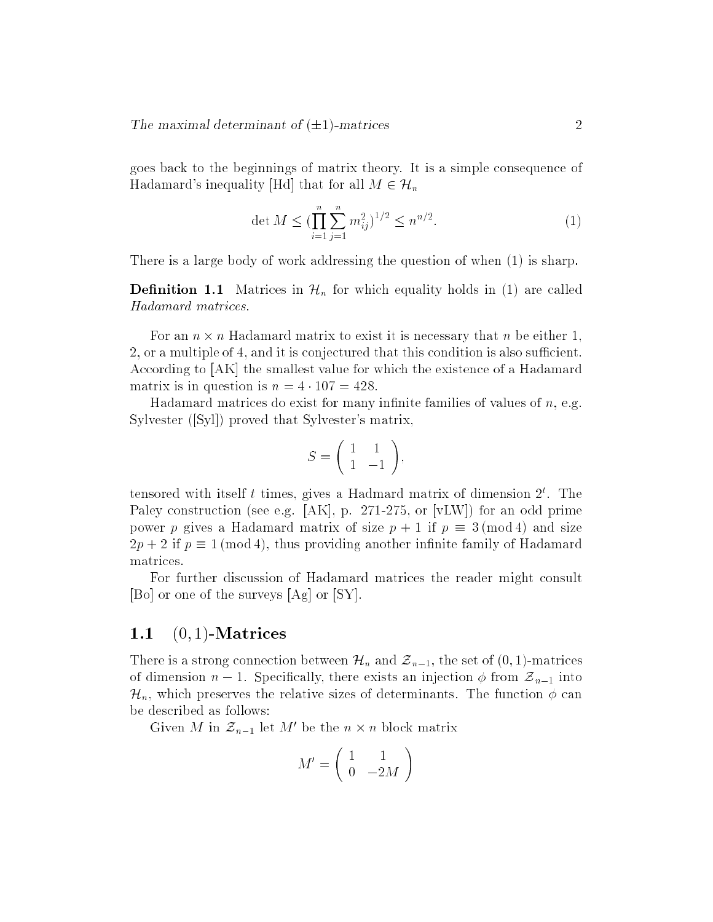goes back to the beginnings of matrix theory. It is a simple consequence of Hadamard's inequality [Hd] that for all $M \in \mathcal{H}_n$

$$\det M \leq (\prod_{i=1}^{n} \sum_{j=1}^{n} m_{ij}^2)^{1/2} \leq n^{n/2}. \tag{1}$$

There is a large body of work addressing the question of when (1) is sharp.

**Definition 1.1** Matrices in $\mathcal{H}_n$ for which equality holds in (1) are called *Hadamard matrices*.

For an $n \times n$ Hadamard matrix to exist it is necessary that $n$ be either 1, 2, or a multiple of 4, and it is conjectured that this condition is also sufficient. According to [AK] the smallest value for which the existence of a Hadamard matrix is in question is $n = 4 \cdot 107 = 428$.

Hadamard matrices do exist for many infinite families of values of $n$, e.g. Sylvester ([Syl]) proved that Sylvester's matrix,

$$S = \begin{pmatrix} 1 & 1 \\ 1 & -1 \end{pmatrix},$$

tensored with itself $t$ times, gives a Hadmard matrix of dimension $2^t$. The Paley construction (see e.g. [AK], p. 271-275, or [vLW]) for an odd prime power $p$ gives a Hadamard matrix of size $p+1$ if $p \equiv 3 \pmod 4$ and size $2p+2$ if $p \equiv 1 \pmod 4$, thus providing another infinite family of Hadamard matrices.

For further discussion of Hadamard matrices the reader might consult [Bo] or one of the surveys [Ag] or [SY].

## 1.1 $(0,1)$-Matrices

There is a strong connection between $\mathcal{H}_n$ and $\mathcal{Z}_{n-1}$, the set of $(0,1)$-matrices of dimension $n-1$. Specifically, there exists an injection $\phi$ from $\mathcal{Z}_{n-1}$ into $\mathcal{H}_n$, which preserves the relative sizes of determinants. The function $\phi$ can be described as follows:

Given $M$ in $\mathcal{Z}_{n-1}$ let $M'$ be the $n \times n$ block matrix

$$M' = \begin{pmatrix} 1 & 1 \\ 0 & -2M \end{pmatrix}$$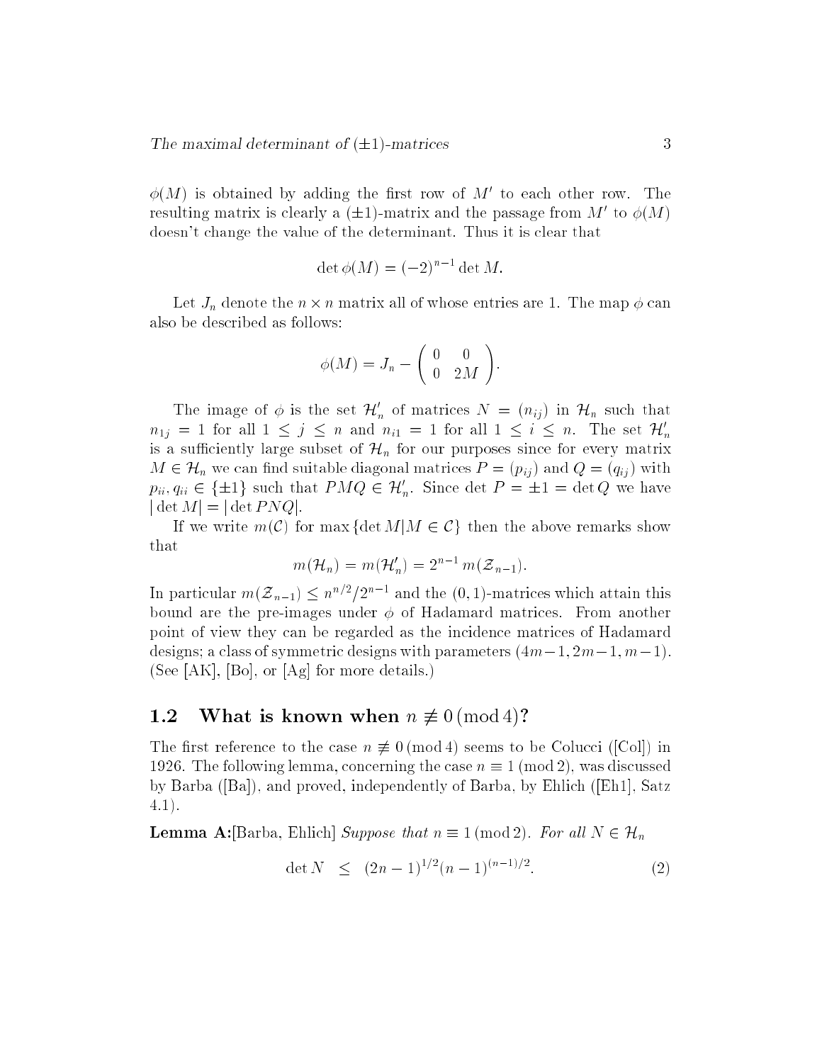$\phi(M)$ is obtained by adding the first row of $M'$ to each other row. The resulting matrix is clearly a $(\pm 1)$-matrix and the passage from $M'$ to $\phi(M)$ doesn't change the value of the determinant. Thus it is clear that

$$\det \phi(M) = (-2)^{n-1} \det M.$$

Let $J_n$ denote the $n \times n$ matrix all of whose entries are 1. The map $\phi$ can also be described as follows:

$$\phi(M) = J_n - \begin{pmatrix} 0 & 0 \\ 0 & 2M \end{pmatrix}.$$

The image of $\phi$ is the set $\mathcal{H}_n'$ of matrices $N = (n_{ij})$ in $\mathcal{H}_n$ such that $n_{1j} = 1$ for all $1 \leq j \leq n$ and $n_{i1} = 1$ for all $1 \leq i \leq n$. The set $\mathcal{H}_n'$ is a sufficiently large subset of $\mathcal{H}_n$ for our purposes since for every matrix $M \in \mathcal{H}_n$ we can find suitable diagonal matrices $P = (p_{ij})$ and $Q = (q_{ij})$ with $p_{ii}, q_{ii} \in \{\pm 1\}$ such that $PMQ \in \mathcal{H}_n'$. Since $\det P = \pm 1 = \det Q$ we have $|\det M| = |\det PNQ|$.

If we write $m(\mathcal{C})$ for $\max\{\det M | M \in \mathcal{C}\}$ then the above remarks show that

$$m(\mathcal{H}_n) = m(\mathcal{H}_n') = 2^{n-1}\, m(\mathcal{Z}_{n-1}).$$

In particular $m(\mathcal{Z}_{n-1}) \leq n^{n/2}/2^{n-1}$ and the $(0,1)$-matrices which attain this bound are the pre-images under $\phi$ of Hadamard matrices. From another point of view they can be regarded as the incidence matrices of Hadamard designs; a class of symmetric designs with parameters $(4m-1, 2m-1, m-1)$. (See [AK], [Bo], or [Ag] for more details.)

## 1.2 What is known when $n \not\equiv 0 \pmod 4$?

The first reference to the case $n \not\equiv 0 \pmod 4$ seems to be Colucci ([Col]) in 1926. The following lemma, concerning the case $n \equiv 1 \pmod 2$, was discussed by Barba ([Ba]), and proved, independently of Barba, by Ehlich ([Eh1], Satz 4.1).

**Lemma A:**[Barba, Ehlich] *Suppose that $n \equiv 1 \pmod 2$. For all $N \in \mathcal{H}_n$*

$$\det N \quad \leq \quad (2n-1)^{1/2}(n-1)^{(n-1)/2}. \tag{2}$$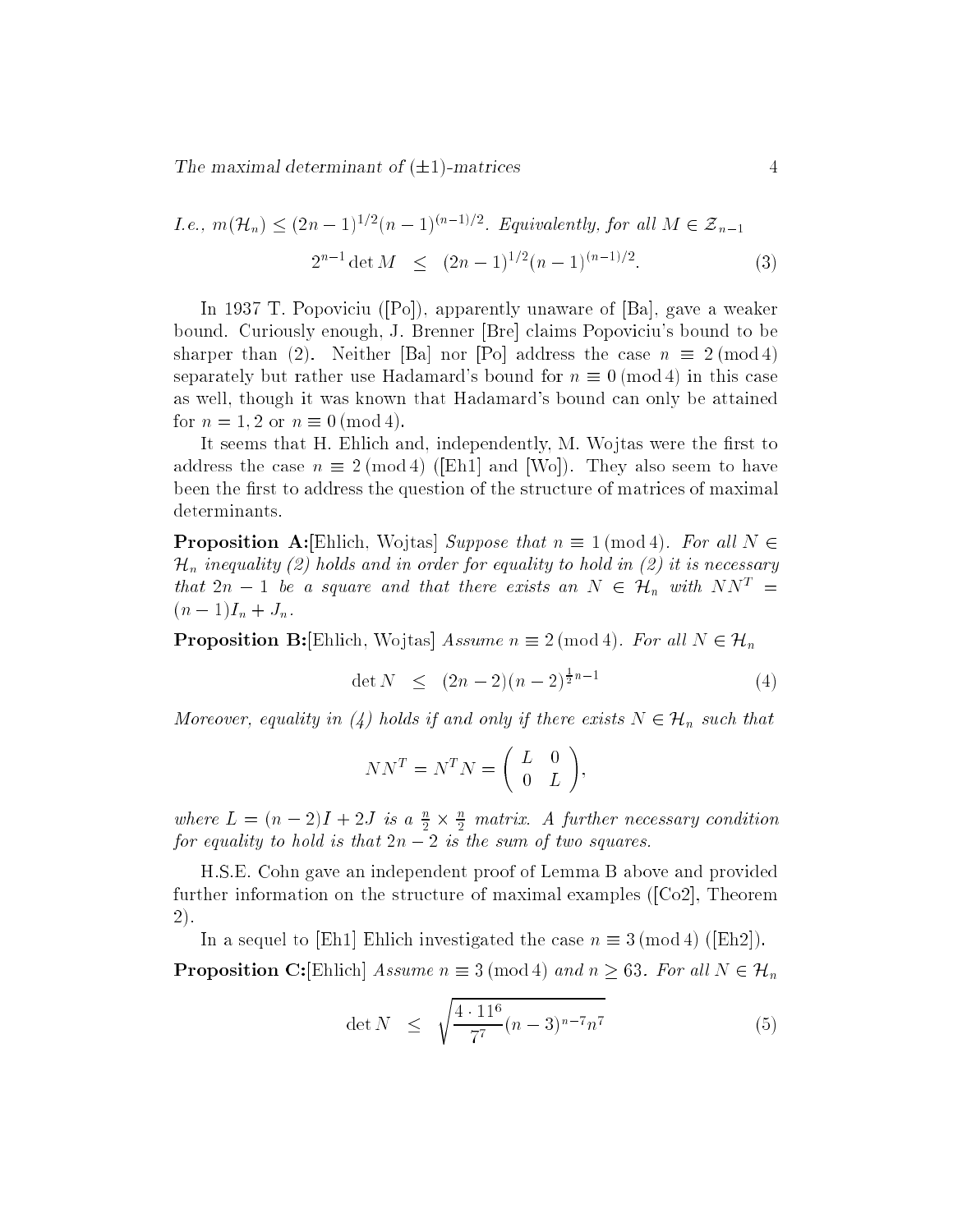*I.e.*, $m(\mathcal{H}_n) \leq (2n-1)^{1/2}(n-1)^{(n-1)/2}$. *Equivalently, for all* $M \in \mathcal{Z}_{n-1}$

$$2^{n-1} \det M \quad \leq \quad (2n-1)^{1/2}(n-1)^{(n-1)/2}. \tag{3}$$

In 1937 T. Popoviciu ([Po]), apparently unaware of [Ba], gave a weaker bound. Curiously enough, J. Brenner [Bre] claims Popoviciu's bound to be sharper than (2). Neither [Ba] nor [Po] address the case $n \equiv 2 \pmod 4$ separately but rather use Hadamard's bound for $n \equiv 0 \pmod 4$ in this case as well, though it was known that Hadamard's bound can only be attained for $n = 1, 2$ or $n \equiv 0 \pmod 4$.

It seems that H. Ehlich and, independently, M. Wojtas were the first to address the case $n \equiv 2 \pmod 4$ ([Eh1] and [Wo]). They also seem to have been the first to address the question of the structure of matrices of maximal determinants.

**Proposition A:**[Ehlich, Wojtas] *Suppose that* $n \equiv 1 \pmod 4$. *For all* $N \in \mathcal{H}_n$ *inequality (2) holds and in order for equality to hold in (2) it is necessary that* $2n-1$ *be a square and that there exists an* $N \in \mathcal{H}_n$ *with* $NN^T = (n-1)I_n + J_n$.

**Proposition B:**[Ehlich, Wojtas] *Assume* $n \equiv 2 \pmod 4$. *For all* $N \in \mathcal{H}_n$

$$\det N \quad \leq \quad (2n-2)(n-2)^{\frac{1}{2}n-1} \tag{4}$$

*Moreover, equality in (4) holds if and only if there exists* $N \in \mathcal{H}_n$ *such that*

$$NN^T = N^T N = \begin{pmatrix} L & 0 \\ 0 & L \end{pmatrix},$$

*where* $L = (n-2)I + 2J$ *is a* $\frac{n}{2} \times \frac{n}{2}$ *matrix. A further necessary condition for equality to hold is that* $2n-2$ *is the sum of two squares.*

H.S.E. Cohn gave an independent proof of Lemma B above and provided further information on the structure of maximal examples ([Co2], Theorem 2).

In a sequel to [Eh1] Ehlich investigated the case $n \equiv 3 \pmod 4$ ([Eh2]).

**Proposition C:**[Ehlich] *Assume* $n \equiv 3 \pmod 4$ *and* $n \geq 63$. *For all* $N \in \mathcal{H}_n$

$$\det N \quad \leq \quad \sqrt{\frac{4 \cdot 11^6}{7^7}(n-3)^{n-7}n^7} \tag{5}$$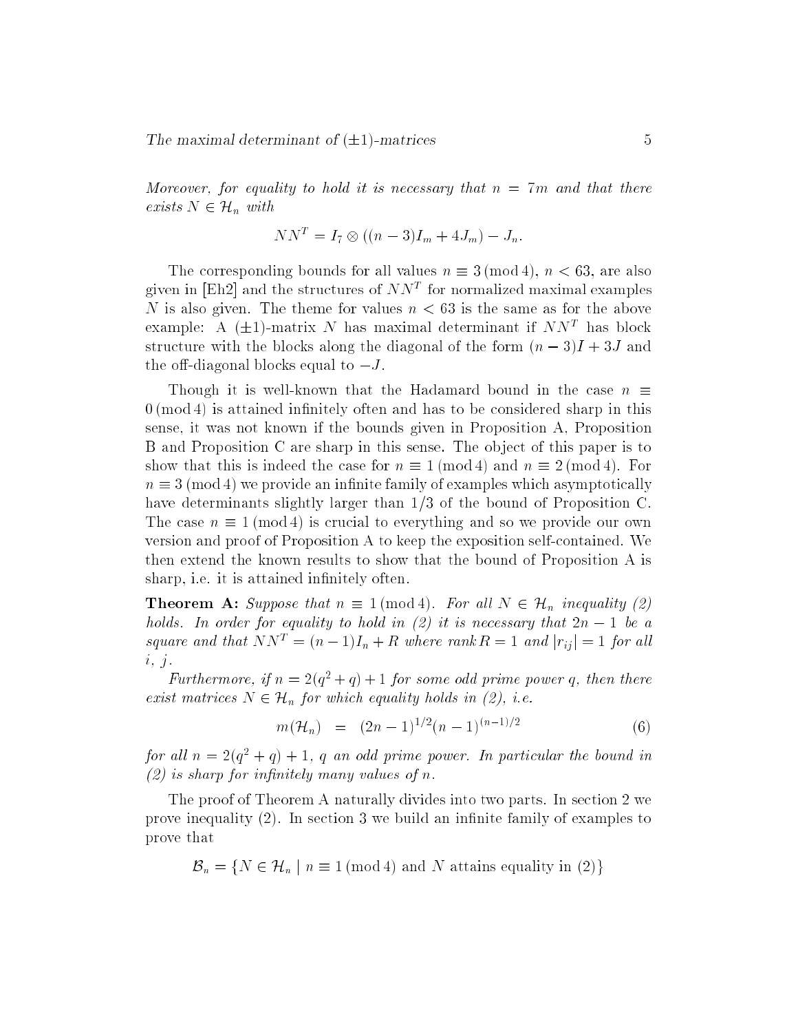*Moreover, for equality to hold it is necessary that $n = 7m$ and that there exists $N \in \mathcal{H}_n$ with*

$$NN^T = I_7 \otimes ((n-3)I_m + 4J_m) - J_n.$$

The corresponding bounds for all values $n \equiv 3 \pmod 4$, $n < 63$, are also given in [Eh2] and the structures of $NN^T$ for normalized maximal examples $N$ is also given. The theme for values $n < 63$ is the same as for the above example: A $(\pm 1)$-matrix $N$ has maximal determinant if $NN^T$ has block structure with the blocks along the diagonal of the form $(n-3)I + 3J$ and the off-diagonal blocks equal to $-J$.

Though it is well-known that the Hadamard bound in the case $n \equiv 0 \pmod 4$ is attained infinitely often and has to be considered sharp in this sense, it was not known if the bounds given in Proposition A, Proposition B and Proposition C are sharp in this sense. The object of this paper is to show that this is indeed the case for $n \equiv 1 \pmod 4$ and $n \equiv 2 \pmod 4$. For $n \equiv 3 \pmod 4$ we provide an infinite family of examples which asymptotically have determinants slightly larger than $1/3$ of the bound of Proposition C. The case $n \equiv 1 \pmod 4$ is crucial to everything and so we provide our own version and proof of Proposition A to keep the exposition self-contained. We then extend the known results to show that the bound of Proposition A is sharp, i.e. it is attained infinitely often.

**Theorem A:** *Suppose that $n \equiv 1 \pmod 4$. For all $N \in \mathcal{H}_n$ inequality (2) holds. In order for equality to hold in (2) it is necessary that $2n-1$ be a square and that $NN^T = (n-1)I_n + R$ where $\operatorname{rank} R = 1$ and $|r_{ij}| = 1$ for all $i$, $j$.*

*Furthermore, if $n = 2(q^2+q)+1$ for some odd prime power $q$, then there exist matrices $N \in \mathcal{H}_n$ for which equality holds in (2), i.e.*

$$m(\mathcal{H}_n) \;=\; (2n-1)^{1/2}(n-1)^{(n-1)/2} \tag{6}$$

*for all $n = 2(q^2+q)+1$, $q$ an odd prime power. In particular the bound in (2) is sharp for infinitely many values of $n$.*

The proof of Theorem A naturally divides into two parts. In section 2 we prove inequality (2). In section 3 we build an infinite family of examples to prove that

$$\mathcal{B}_n = \{N \in \mathcal{H}_n \mid n \equiv 1 \pmod 4 \text{ and } N \text{ attains equality in (2)}\}$$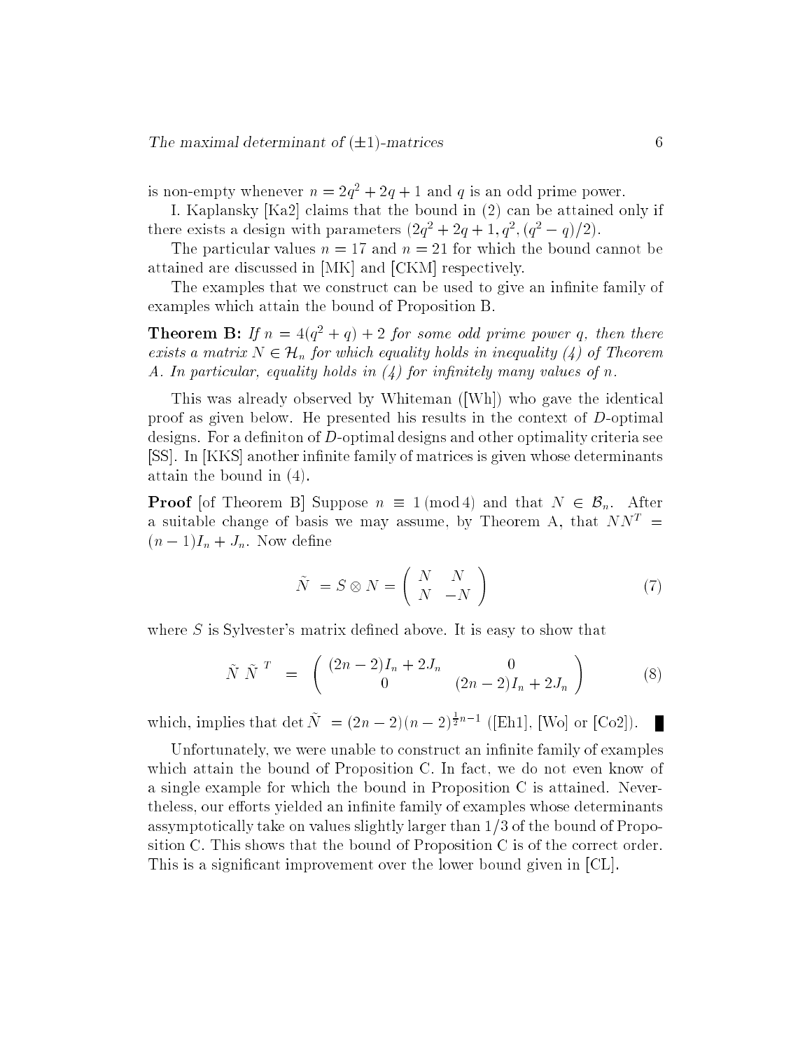is non-empty whenever $n = 2q^2 + 2q + 1$ and $q$ is an odd prime power.

I. Kaplansky [Ka2] claims that the bound in (2) can be attained only if there exists a design with parameters $(2q^2 + 2q + 1, q^2, (q^2 - q)/2)$.

The particular values $n = 17$ and $n = 21$ for which the bound cannot be attained are discussed in [MK] and [CKM] respectively.

The examples that we construct can be used to give an infinite family of examples which attain the bound of Proposition B.

**Theorem B:** *If $n = 4(q^2 + q) + 2$ for some odd prime power $q$, then there exists a matrix $N \in \mathcal{H}_n$ for which equality holds in inequality (4) of Theorem A. In particular, equality holds in (4) for infinitely many values of $n$.*

This was already observed by Whiteman ([Wh]) who gave the identical proof as given below. He presented his results in the context of $D$-optimal designs. For a definiton of $D$-optimal designs and other optimality criteria see [SS]. In [KKS] another infinite family of matrices is given whose determinants attain the bound in (4).

**Proof** [of Theorem B] Suppose $n \equiv 1 \pmod 4$ and that $N \in \mathcal{B}_n$. After a suitable change of basis we may assume, by Theorem A, that $NN^T = (n-1)I_n + J_n$. Now define

$$\tilde{N} = S \otimes N = \begin{pmatrix} N & N \\ N & -N \end{pmatrix} \tag{7}$$

where $S$ is Sylvester's matrix defined above. It is easy to show that

$$\tilde{N}\,\tilde{N}^T = \begin{pmatrix} (2n-2)I_n + 2J_n & 0 \\ 0 & (2n-2)I_n + 2J_n \end{pmatrix} \tag{8}$$

which, implies that $\det \tilde{N} = (2n-2)(n-2)^{\frac{1}{2}n-1}$ ([Eh1], [Wo] or [Co2]). ∎

Unfortunately, we were unable to construct an infinite family of examples which attain the bound of Proposition C. In fact, we do not even know of a single example for which the bound in Proposition C is attained. Nevertheless, our efforts yielded an infinite family of examples whose determinants assymptotically take on values slightly larger than $1/3$ of the bound of Proposition C. This shows that the bound of Proposition C is of the correct order. This is a significant improvement over the lower bound given in [CL].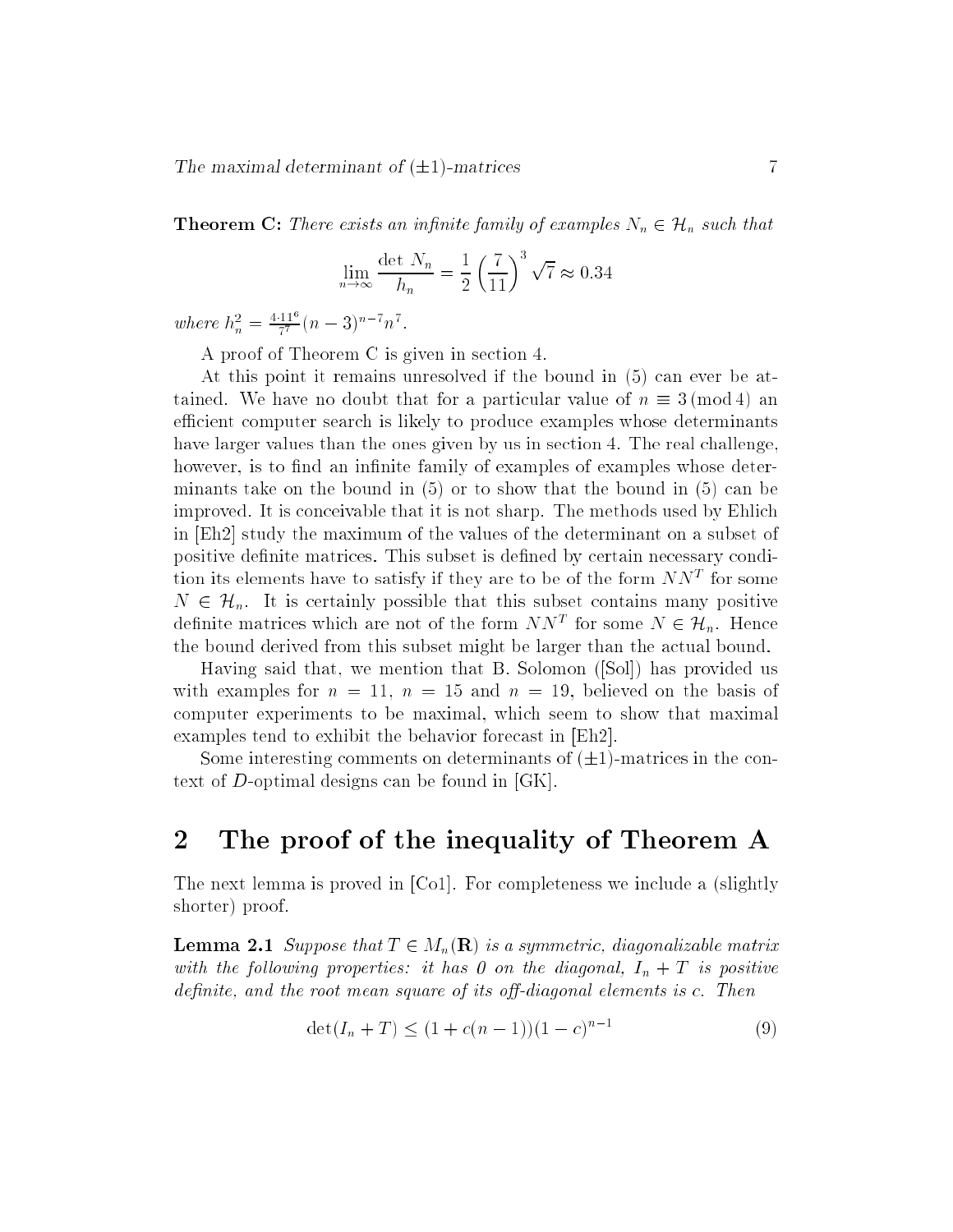**Theorem C:** *There exists an infinite family of examples $N_n \in \mathcal{H}_n$ such that*

$$\lim_{n\to\infty} \frac{\det N_n}{h_n} = \frac{1}{2}\left(\frac{7}{11}\right)^3 \sqrt{7} \approx 0.34$$

*where* $h_n^2 = \frac{4\cdot 11^6}{7^7}(n-3)^{n-7}n^7$.

A proof of Theorem C is given in section 4.

At this point it remains unresolved if the bound in (5) can ever be attained. We have no doubt that for a particular value of $n \equiv 3 \pmod 4$ an efficient computer search is likely to produce examples whose determinants have larger values than the ones given by us in section 4. The real challenge, however, is to find an infinite family of examples of examples whose determinants take on the bound in (5) or to show that the bound in (5) can be improved. It is conceivable that it is not sharp. The methods used by Ehlich in [Eh2] study the maximum of the values of the determinant on a subset of positive definite matrices. This subset is defined by certain necessary condition its elements have to satisfy if they are to be of the form $NN^T$ for some $N \in \mathcal{H}_n$. It is certainly possible that this subset contains many positive definite matrices which are not of the form $NN^T$ for some $N \in \mathcal{H}_n$. Hence the bound derived from this subset might be larger than the actual bound.

Having said that, we mention that B. Solomon ([Sol]) has provided us with examples for $n = 11$, $n = 15$ and $n = 19$, believed on the basis of computer experiments to be maximal, which seem to show that maximal examples tend to exhibit the behavior forecast in [Eh2].

Some interesting comments on determinants of $(\pm 1)$-matrices in the context of $D$-optimal designs can be found in [GK].

## 2 The proof of the inequality of Theorem A

The next lemma is proved in [Co1]. For completeness we include a (slightly shorter) proof.

**Lemma 2.1** *Suppose that $T \in M_n(\mathbf{R})$ is a symmetric, diagonalizable matrix with the following properties: it has 0 on the diagonal, $I_n + T$ is positive definite, and the root mean square of its off-diagonal elements is $c$. Then*

$$\det(I_n + T) \leq (1 + c(n-1))(1-c)^{n-1} \tag{9}$$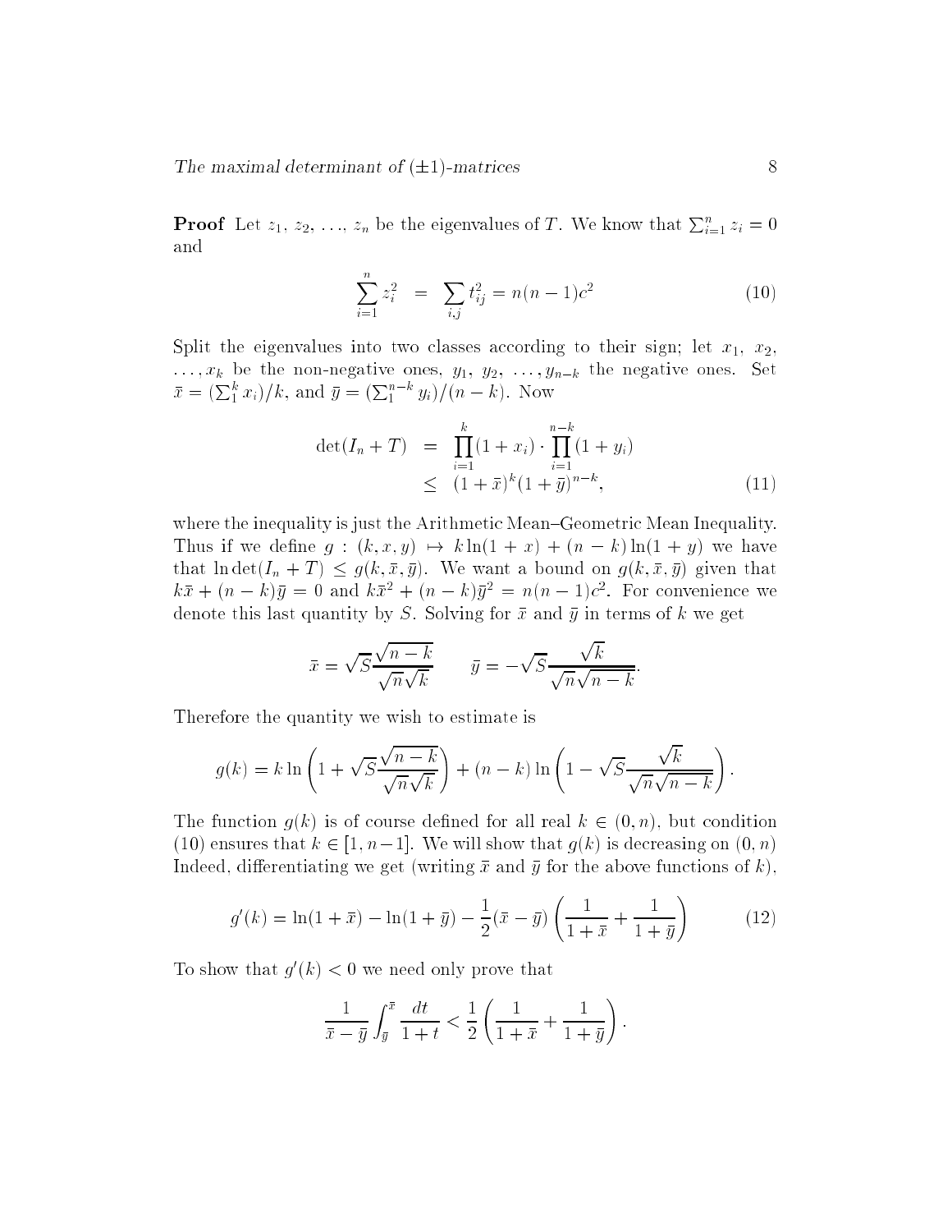**Proof** Let $z_1, z_2, \ldots, z_n$ be the eigenvalues of $T$. We know that $\sum_{i=1}^n z_i = 0$ and

$$\sum_{i=1}^n z_i^2 = \sum_{i,j} t_{ij}^2 = n(n-1)c^2 \tag{10}$$

Split the eigenvalues into two classes according to their sign; let $x_1$, $x_2$, $\ldots, x_k$ be the non-negative ones, $y_1, y_2, \ldots, y_{n-k}$ the negative ones. Set $\bar{x} = (\sum_1^k x_i)/k$, and $\bar{y} = (\sum_1^{n-k} y_i)/(n-k)$. Now

$$\begin{aligned} \det(I_n + T) &= \prod_{i=1}^k (1+x_i) \cdot \prod_{i=1}^{n-k} (1+y_i) \\ &\leq (1+\bar{x})^k (1+\bar{y})^{n-k}, \end{aligned} \tag{11}$$

where the inequality is just the Arithmetic Mean–Geometric Mean Inequality. Thus if we define $g : (k, x, y) \mapsto k\ln(1+x) + (n-k)\ln(1+y)$ we have that $\ln\det(I_n + T) \leq g(k, \bar{x}, \bar{y})$. We want a bound on $g(k, \bar{x}, \bar{y})$ given that $k\bar{x} + (n-k)\bar{y} = 0$ and $k\bar{x}^2 + (n-k)\bar{y}^2 = n(n-1)c^2$. For convenience we denote this last quantity by $S$. Solving for $\bar{x}$ and $\bar{y}$ in terms of $k$ we get

$$\bar{x} = \sqrt{S}\frac{\sqrt{n-k}}{\sqrt{n}\sqrt{k}} \qquad \bar{y} = -\sqrt{S}\frac{\sqrt{k}}{\sqrt{n}\sqrt{n-k}}.$$

Therefore the quantity we wish to estimate is

$$g(k) = k\ln\left(1 + \sqrt{S}\frac{\sqrt{n-k}}{\sqrt{n}\sqrt{k}}\right) + (n-k)\ln\left(1 - \sqrt{S}\frac{\sqrt{k}}{\sqrt{n}\sqrt{n-k}}\right).$$

The function $g(k)$ is of course defined for all real $k \in (0, n)$, but condition (10) ensures that $k \in [1, n-1]$. We will show that $g(k)$ is decreasing on $(0, n)$ Indeed, differentiating we get (writing $\bar{x}$ and $\bar{y}$ for the above functions of $k$),

$$g'(k) = \ln(1+\bar{x}) - \ln(1+\bar{y}) - \frac{1}{2}(\bar{x} - \bar{y})\left(\frac{1}{1+\bar{x}} + \frac{1}{1+\bar{y}}\right) \tag{12}$$

To show that $g'(k) < 0$ we need only prove that

$$\frac{1}{\bar{x} - \bar{y}}\int_{\bar{y}}^{\bar{x}} \frac{dt}{1+t} < \frac{1}{2}\left(\frac{1}{1+\bar{x}} + \frac{1}{1+\bar{y}}\right).$$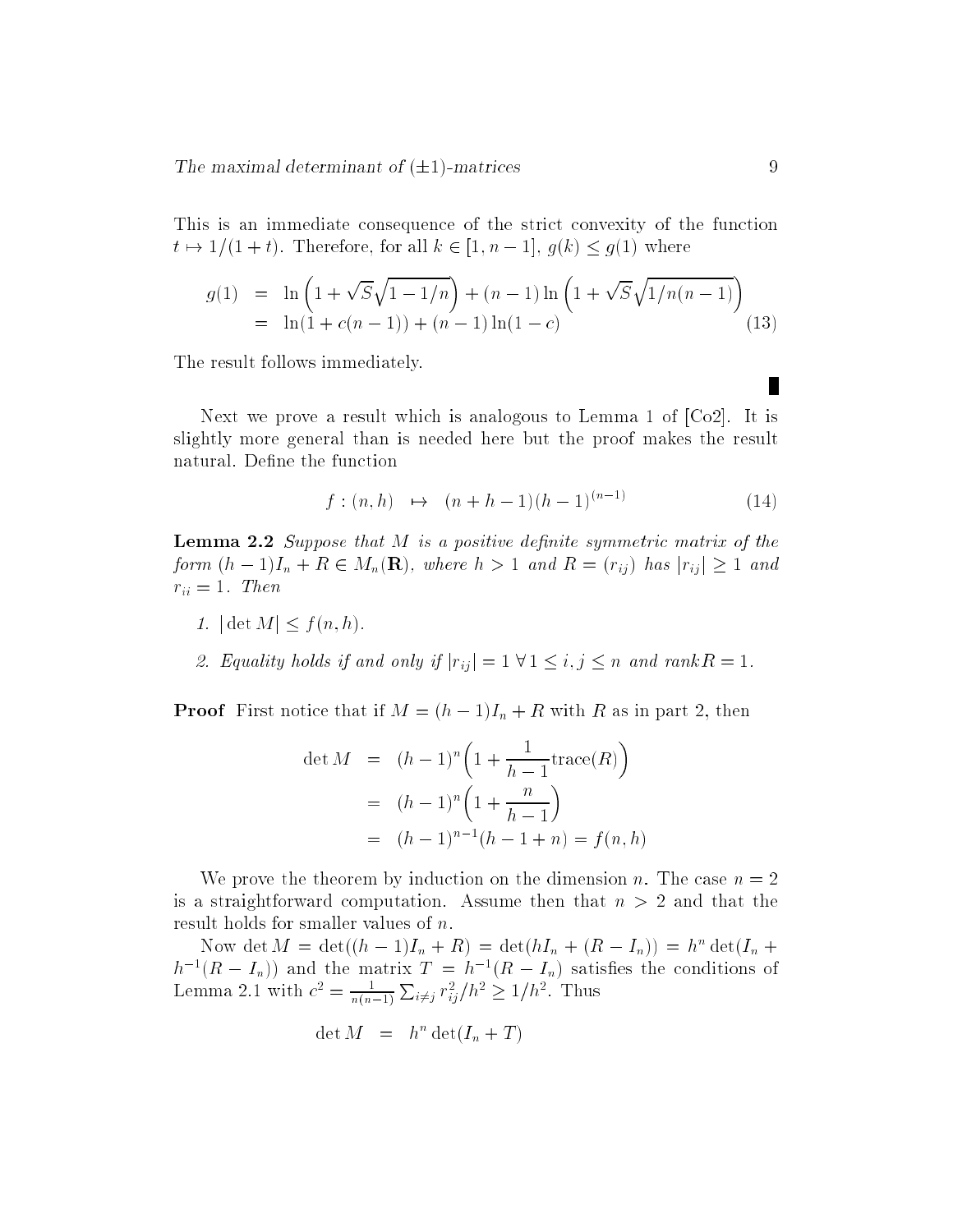This is an immediate consequence of the strict convexity of the function $t \mapsto 1/(1+t)$. Therefore, for all $k \in [1, n-1]$, $g(k) \leq g(1)$ where

$$
\begin{aligned}
g(1) &= \ln\left(1 + \sqrt{S}\sqrt{1 - 1/n}\right) + (n-1)\ln\left(1 + \sqrt{S}\sqrt{1/n(n-1)}\right) \\
&= \ln(1 + c(n-1)) + (n-1)\ln(1 - c) \qquad (13)
\end{aligned}
$$

The result follows immediately.

∎

Next we prove a result which is analogous to Lemma 1 of [Co2]. It is slightly more general than is needed here but the proof makes the result natural. Define the function

$$
f : (n, h) \quad \mapsto \quad (n + h - 1)(h-1)^{(n-1)} \qquad (14)
$$

**Lemma 2.2** *Suppose that $M$ is a positive definite symmetric matrix of the form $(h-1)I_n + R \in M_n(\mathbf{R})$, where $h > 1$ and $R = (r_{ij})$ has $|r_{ij}| \geq 1$ and $r_{ii} = 1$. Then*

1. *$|\det M| \leq f(n, h)$.*
2. *Equality holds if and only if $|r_{ij}| = 1 \; \forall \, 1 \leq i, j \leq n$ and rank$R = 1$.*

**Proof** First notice that if $M = (h-1)I_n + R$ with $R$ as in part 2, then

$$
\begin{aligned}
\det M &= (h-1)^n \Big(1 + \frac{1}{h-1}\text{trace}(R)\Big) \\
&= (h-1)^n \Big(1 + \frac{n}{h-1}\Big) \\
&= (h-1)^{n-1}(h - 1 + n) = f(n, h)
\end{aligned}
$$

We prove the theorem by induction on the dimension $n$. The case $n = 2$ is a straightforward computation. Assume then that $n > 2$ and that the result holds for smaller values of $n$.

Now $\det M = \det((h-1)I_n + R) = \det(hI_n + (R - I_n)) = h^n \det(I_n + h^{-1}(R - I_n))$ and the matrix $T = h^{-1}(R - I_n)$ satisfies the conditions of Lemma 2.1 with $c^2 = \frac{1}{n(n-1)} \sum_{i \neq j} r_{ij}^2 / h^2 \geq 1/h^2$. Thus

$$
\det M \quad = \quad h^n \det(I_n + T)
$$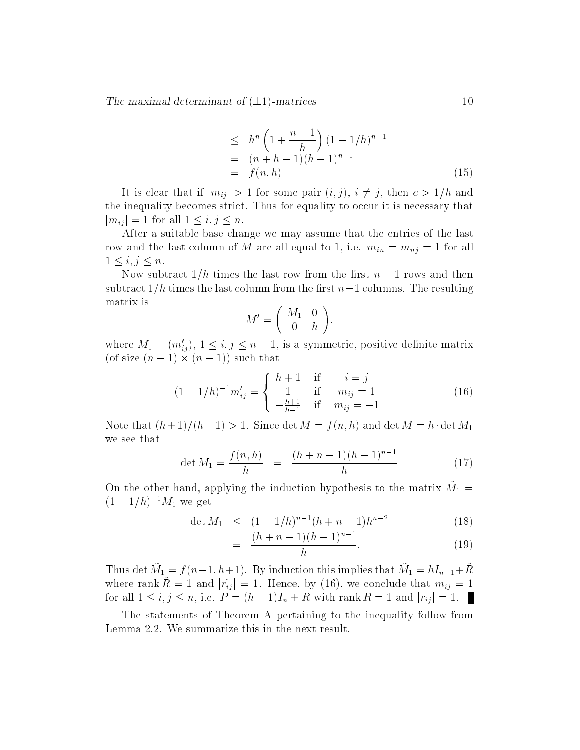$$
\begin{aligned}
&\leq \; h^n\left(1+\frac{n-1}{h}\right)(1-1/h)^{n-1} \\
&= \; (n+h-1)(h-1)^{n-1} \\
&= \; f(n,h) \qquad (15)
\end{aligned}
$$

It is clear that if $|m_{ij}| > 1$ for some pair $(i,j)$, $i \neq j$, then $c > 1/h$ and the inequality becomes strict. Thus for equality to occur it is necessary that $|m_{ij}| = 1$ for all $1 \leq i,j \leq n$.

After a suitable base change we may assume that the entries of the last row and the last column of $M$ are all equal to 1, i.e. $m_{in} = m_{nj} = 1$ for all $1 \leq i,j \leq n$.

Now subtract $1/h$ times the last row from the first $n-1$ rows and then subtract $1/h$ times the last column from the first $n-1$ columns. The resulting matrix is

$$
M' = \begin{pmatrix} M_1 & 0 \\ 0 & h \end{pmatrix},
$$

where $M_1 = (m'_{ij})$, $1 \leq i,j \leq n-1$, is a symmetric, positive definite matrix (of size $(n-1)\times(n-1)$) such that

$$
(1-1/h)^{-1}m'_{ij} = \begin{cases} h+1 & \text{if} \quad i=j \\ 1 & \text{if} \quad m_{ij}=1 \\ -\frac{h+1}{h-1} & \text{if} \quad m_{ij}=-1 \end{cases} \qquad (16)
$$

Note that $(h+1)/(h-1) > 1$. Since $\det M = f(n,h)$ and $\det M = h \cdot \det M_1$ we see that

$$
\det M_1 = \frac{f(n,h)}{h} \quad = \quad \frac{(h+n-1)(h-1)^{n-1}}{h} \qquad (17)
$$

On the other hand, applying the induction hypothesis to the matrix $\tilde{M_1} = (1-1/h)^{-1}M_1$ we get

$$
\begin{aligned}
\det M_1 \; &\leq \; (1-1/h)^{n-1}(h+n-1)h^{n-2} \qquad (18) \\
&= \; \frac{(h+n-1)(h-1)^{n-1}}{h}. \qquad (19)
\end{aligned}
$$

Thus $\det \tilde{M_1} = f(n-1,h+1)$. By induction this implies that $\tilde{M_1} = hI_{n-1} + \tilde{R}$ where $\operatorname{rank} \tilde{R} = 1$ and $|\tilde{r_{ij}}| = 1$. Hence, by (16), we conclude that $m_{ij} = 1$ for all $1 \leq i,j \leq n$, i.e. $P = (h-1)I_n + R$ with $\operatorname{rank} R = 1$ and $|r_{ij}| = 1$. ∎

The statements of Theorem A pertaining to the inequality follow from Lemma 2.2. We summarize this in the next result.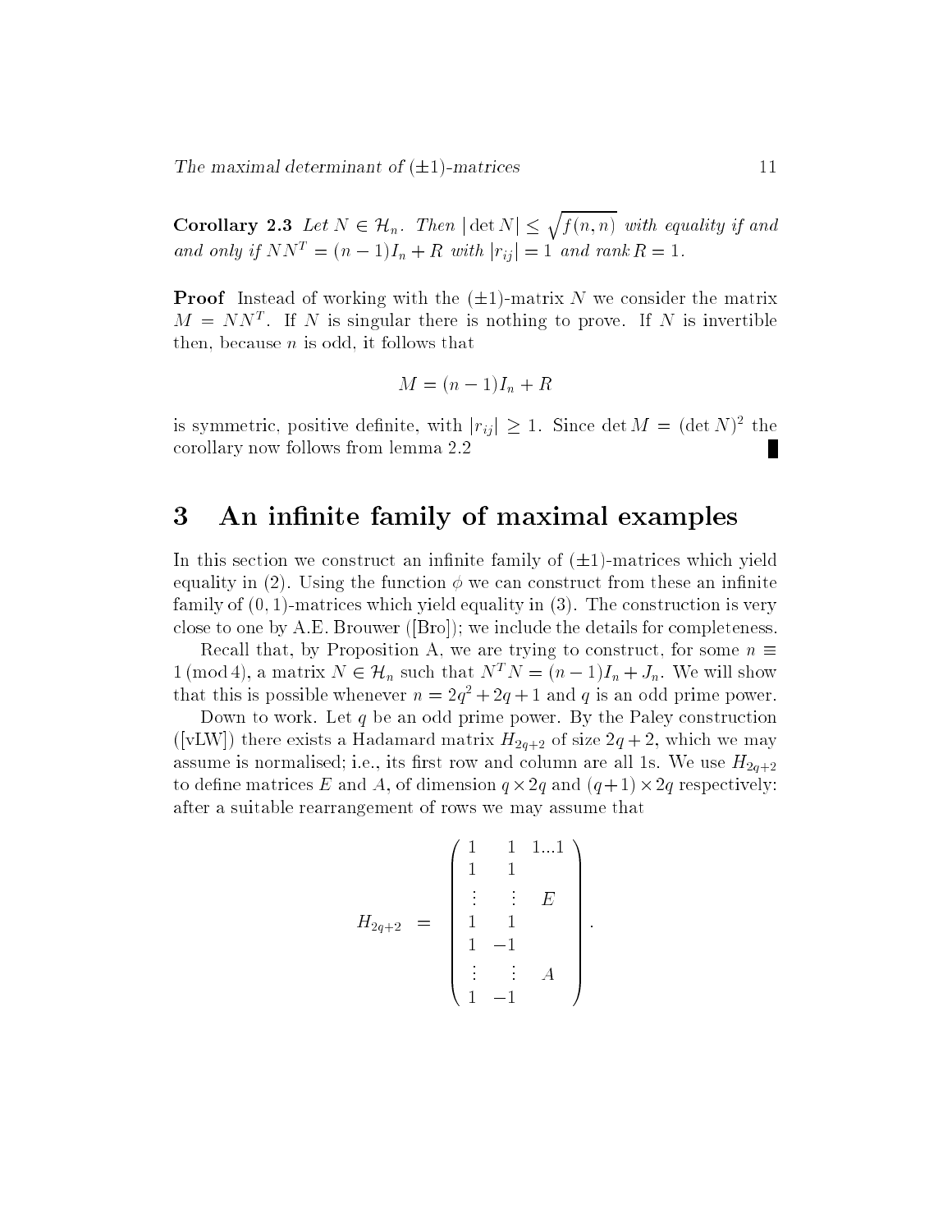**Corollary 2.3** *Let $N \in \mathcal{H}_n$. Then $|\det N| \leq \sqrt{f(n,n)}$ with equality if and and only if $NN^T = (n-1)I_n + R$ with $|r_{ij}| = 1$ and $\operatorname{rank} R = 1$.*

**Proof** Instead of working with the $(\pm 1)$-matrix $N$ we consider the matrix $M = NN^T$. If $N$ is singular there is nothing to prove. If $N$ is invertible then, because $n$ is odd, it follows that

$$M = (n-1)I_n + R$$

is symmetric, positive definite, with $|r_{ij}| \geq 1$. Since $\det M = (\det N)^2$ the corollary now follows from lemma 2.2 ∎

# 3 An infinite family of maximal examples

In this section we construct an infinite family of $(\pm 1)$-matrices which yield equality in (2). Using the function $\phi$ we can construct from these an infinite family of $(0,1)$-matrices which yield equality in (3). The construction is very close to one by A.E. Brouwer ([Bro]); we include the details for completeness.

Recall that, by Proposition A, we are trying to construct, for some $n \equiv 1 \pmod 4$, a matrix $N \in \mathcal{H}_n$ such that $N^T N = (n-1)I_n + J_n$. We will show that this is possible whenever $n = 2q^2 + 2q + 1$ and $q$ is an odd prime power.

Down to work. Let $q$ be an odd prime power. By the Paley construction ([vLW]) there exists a Hadamard matrix $H_{2q+2}$ of size $2q+2$, which we may assume is normalised; i.e., its first row and column are all 1s. We use $H_{2q+2}$ to define matrices $E$ and $A$, of dimension $q \times 2q$ and $(q+1) \times 2q$ respectively: after a suitable rearrangement of rows we may assume that

$$H_{2q+2} \;\; = \;\; \begin{pmatrix} 1 & 1 & 1 \ldots 1 \\ 1 & 1 & \\ \vdots & \vdots & E \\ 1 & 1 & \\ 1 & -1 & \\ \vdots & \vdots & A \\ 1 & -1 & \end{pmatrix}.$$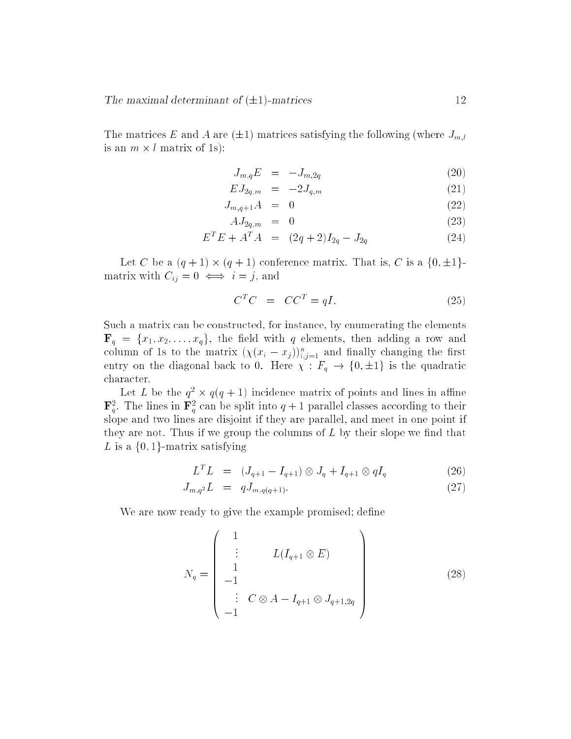The matrices $E$ and $A$ are $(\pm 1)$ matrices satisfying the following (where $J_{m,l}$ is an $m \times l$ matrix of 1s):

$$
\begin{aligned}
J_{m,q}E &= -J_{m,2q} && (20)\\
EJ_{2q,m} &= -2J_{q,m} && (21)\\
J_{m,q+1}A &= 0 && (22)\\
AJ_{2q,m} &= 0 && (23)\\
E^TE + A^TA &= (2q+2)I_{2q} - J_{2q} && (24)
\end{aligned}
$$

Let $C$ be a $(q+1) \times (q+1)$ conference matrix. That is, $C$ is a $\{0, \pm 1\}$-matrix with $C_{ij} = 0 \iff i = j$, and

$$
C^TC = CC^T = qI. \tag{25}
$$

Such a matrix can be constructed, for instance, by enumerating the elements $\mathbf{F}_q = \{x_1, x_2, \ldots, x_q\}$, the field with $q$ elements, then adding a row and column of 1s to the matrix $(\chi(x_i - x_j))_{i,j=1}^n$ and finally changing the first entry on the diagonal back to 0. Here $\chi : F_q \to \{0, \pm 1\}$ is the quadratic character.

Let $L$ be the $q^2 \times q(q+1)$ incidence matrix of points and lines in affine $\mathbf{F}_q^2$. The lines in $\mathbf{F}_q^2$ can be split into $q+1$ parallel classes according to their slope and two lines are disjoint if they are parallel, and meet in one point if they are not. Thus if we group the columns of $L$ by their slope we find that $L$ is a $\{0, 1\}$-matrix satisfying

$$
\begin{aligned}
L^TL &= (J_{q+1} - I_{q+1}) \otimes J_q + I_{q+1} \otimes qI_q && (26)\\
J_{m,q^2}L &= qJ_{m,q(q+1)}. && (27)
\end{aligned}
$$

We are now ready to give the example promised; define

$$
N_q = \begin{pmatrix}
1 & \\
\vdots & L(I_{q+1} \otimes E) \\
1 & \\
-1 & \\
\vdots & C \otimes A - I_{q+1} \otimes J_{q+1,2q} \\
-1 &
\end{pmatrix} \tag{28}
$$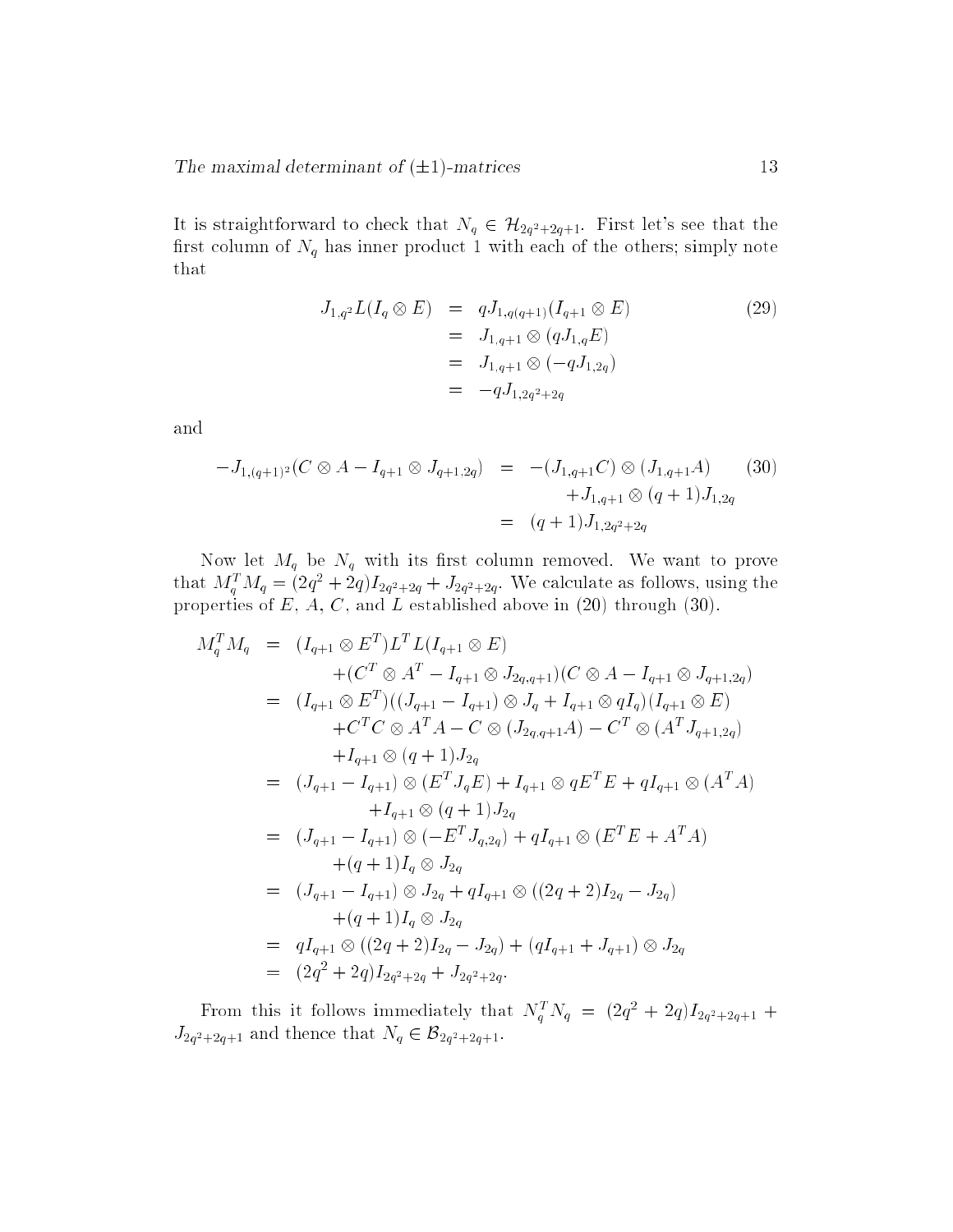It is straightforward to check that $N_q \in \mathcal{H}_{2q^2+2q+1}$. First let's see that the first column of $N_q$ has inner product 1 with each of the others; simply note that

$$
\begin{aligned}
J_{1,q^2}L(I_q \otimes E) &= qJ_{1,q(q+1)}(I_{q+1} \otimes E) \\
&= J_{1,q+1} \otimes (qJ_{1,q}E) \\
&= J_{1,q+1} \otimes (-qJ_{1,2q}) \\
&= -qJ_{1,2q^2+2q}
\end{aligned} \tag{29}
$$

and

$$
\begin{aligned}
-J_{1,(q+1)^2}(C \otimes A - I_{q+1} \otimes J_{q+1,2q}) &= -(J_{1,q+1}C) \otimes (J_{1,q+1}A) \\
&\quad + J_{1,q+1} \otimes (q+1)J_{1,2q} \\
&= (q+1)J_{1,2q^2+2q}
\end{aligned} \tag{30}
$$

Now let $M_q$ be $N_q$ with its first column removed. We want to prove that $M_q^T M_q = (2q^2+2q)I_{2q^2+2q} + J_{2q^2+2q}$. We calculate as follows, using the properties of $E$, $A$, $C$, and $L$ established above in (20) through (30).

$$
\begin{aligned}
M_q^T M_q &= (I_{q+1} \otimes E^T)L^T L(I_{q+1} \otimes E) \\
&\quad + (C^T \otimes A^T - I_{q+1} \otimes J_{2q,q+1})(C \otimes A - I_{q+1} \otimes J_{q+1,2q}) \\
&= (I_{q+1} \otimes E^T)((J_{q+1} - I_{q+1}) \otimes J_q + I_{q+1} \otimes qI_q)(I_{q+1} \otimes E) \\
&\quad + C^T C \otimes A^T A - C \otimes (J_{2q,q+1}A) - C^T \otimes (A^T J_{q+1,2q}) \\
&\quad + I_{q+1} \otimes (q+1)J_{2q} \\
&= (J_{q+1} - I_{q+1}) \otimes (E^T J_q E) + I_{q+1} \otimes qE^T E + qI_{q+1} \otimes (A^T A) \\
&\quad + I_{q+1} \otimes (q+1)J_{2q} \\
&= (J_{q+1} - I_{q+1}) \otimes (-E^T J_{q,2q}) + qI_{q+1} \otimes (E^T E + A^T A) \\
&\quad + (q+1)I_q \otimes J_{2q} \\
&= (J_{q+1} - I_{q+1}) \otimes J_{2q} + qI_{q+1} \otimes ((2q+2)I_{2q} - J_{2q}) \\
&\quad + (q+1)I_q \otimes J_{2q} \\
&= qI_{q+1} \otimes ((2q+2)I_{2q} - J_{2q}) + (qI_{q+1} + J_{q+1}) \otimes J_{2q} \\
&= (2q^2+2q)I_{2q^2+2q} + J_{2q^2+2q}.
\end{aligned}
$$

From this it follows immediately that $N_q^T N_q = (2q^2+2q)I_{2q^2+2q+1} + J_{2q^2+2q+1}$ and thence that $N_q \in \mathcal{B}_{2q^2+2q+1}$.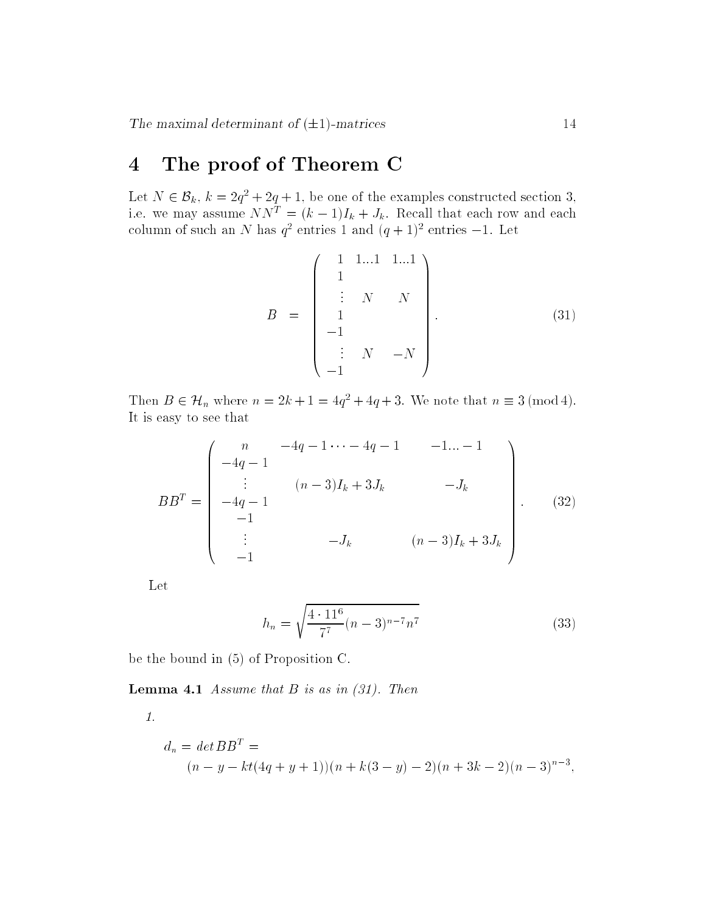## 4 The proof of Theorem C

Let $N \in \mathcal{B}_k$, $k = 2q^2 + 2q + 1$, be one of the examples constructed section 3, i.e. we may assume $NN^T = (k-1)I_k + J_k$. Recall that each row and each column of such an $N$ has $q^2$ entries 1 and $(q+1)^2$ entries $-1$. Let

$$B = \begin{pmatrix} 1 & 1 \dots 1 & 1 \dots 1 \\ 1 & & \\ \vdots & N & N \\ 1 & & \\ -1 & & \\ \vdots & N & -N \\ -1 & & \end{pmatrix}. \tag{31}$$

Then $B \in \mathcal{H}_n$ where $n = 2k + 1 = 4q^2 + 4q + 3$. We note that $n \equiv 3 \pmod 4$. It is easy to see that

$$BB^T = \begin{pmatrix} n & -4q-1 \cdots -4q-1 & -1 \dots -1 \\ -4q-1 & & \\ \vdots & (n-3)I_k + 3J_k & -J_k \\ -4q-1 & & \\ -1 & & \\ \vdots & -J_k & (n-3)I_k + 3J_k \\ -1 & & \end{pmatrix}. \tag{32}$$

Let

$$h_n = \sqrt{\frac{4 \cdot 11^6}{7^7}(n-3)^{n-7} n^7} \tag{33}$$

be the bound in (5) of Proposition C.

**Lemma 4.1** *Assume that $B$ is as in (31). Then*

1.

$$d_n = det BB^T = \\ (n - y - kt(4q + y + 1))(n + k(3 - y) - 2)(n + 3k - 2)(n - 3)^{n-3},$$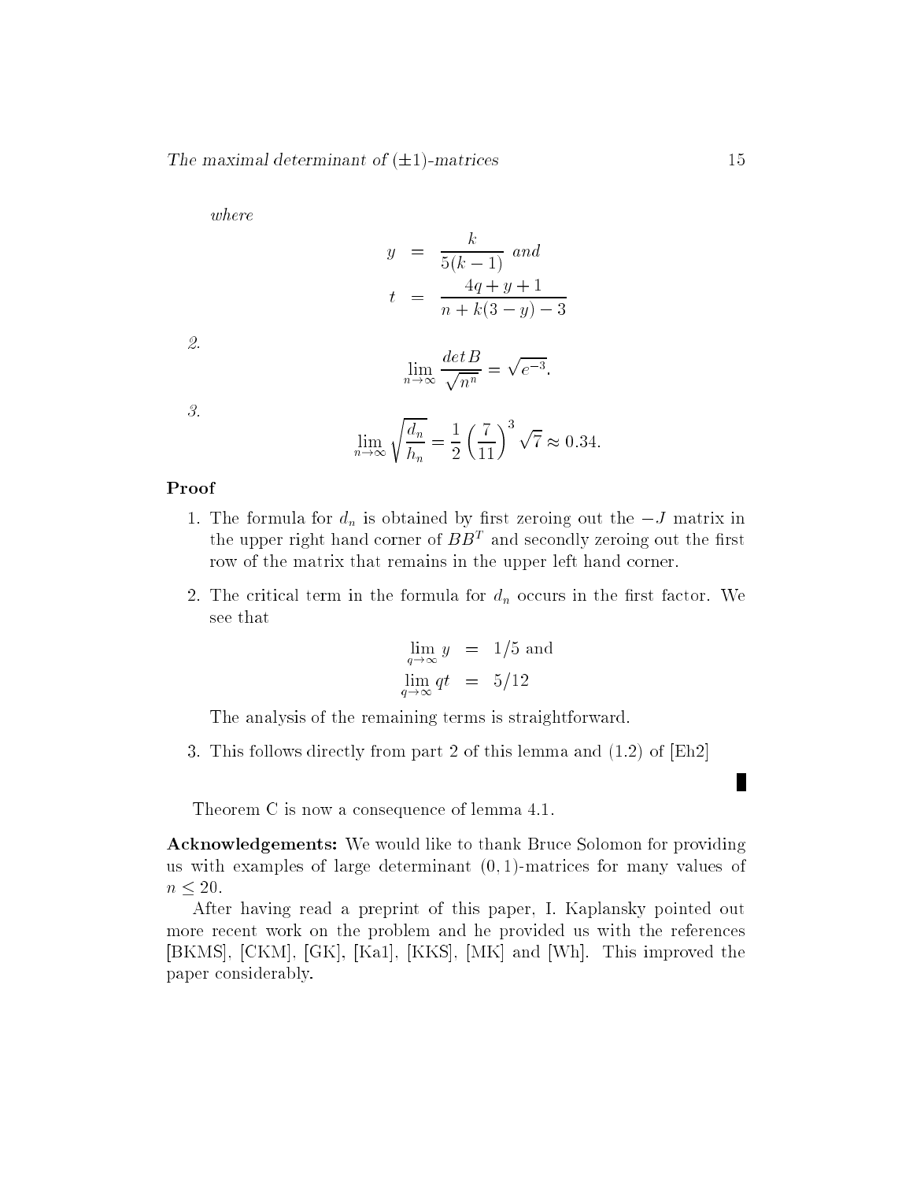*where*

$$
\begin{aligned}
y &= \frac{k}{5(k-1)} \text{ and} \\
t &= \frac{4q+y+1}{n+k(3-y)-3}
\end{aligned}
$$

2.

$$
\lim_{n\to\infty} \frac{\det B}{\sqrt{n^n}} = \sqrt{e^{-3}}.
$$

3.

$$
\lim_{n\to\infty} \sqrt{\frac{d_n}{h_n}} = \frac{1}{2}\left(\frac{7}{11}\right)^3 \sqrt{7} \approx 0.34.
$$

**Proof**

1. The formula for $d_n$ is obtained by first zeroing out the $-J$ matrix in the upper right hand corner of $BB^T$ and secondly zeroing out the first row of the matrix that remains in the upper left hand corner.

2. The critical term in the formula for $d_n$ occurs in the first factor. We see that

$$
\begin{aligned}
\lim_{q\to\infty} y &= 1/5 \text{ and} \\
\lim_{q\to\infty} qt &= 5/12
\end{aligned}
$$

   The analysis of the remaining terms is straightforward.

3. This follows directly from part 2 of this lemma and (1.2) of [Eh2]

∎

Theorem C is now a consequence of lemma 4.1.

**Acknowledgements:** We would like to thank Bruce Solomon for providing us with examples of large determinant $(0,1)$-matrices for many values of $n \leq 20$.

After having read a preprint of this paper, I. Kaplansky pointed out more recent work on the problem and he provided us with the references [BKMS], [CKM], [GK], [Ka1], [KKS], [MK] and [Wh]. This improved the paper considerably.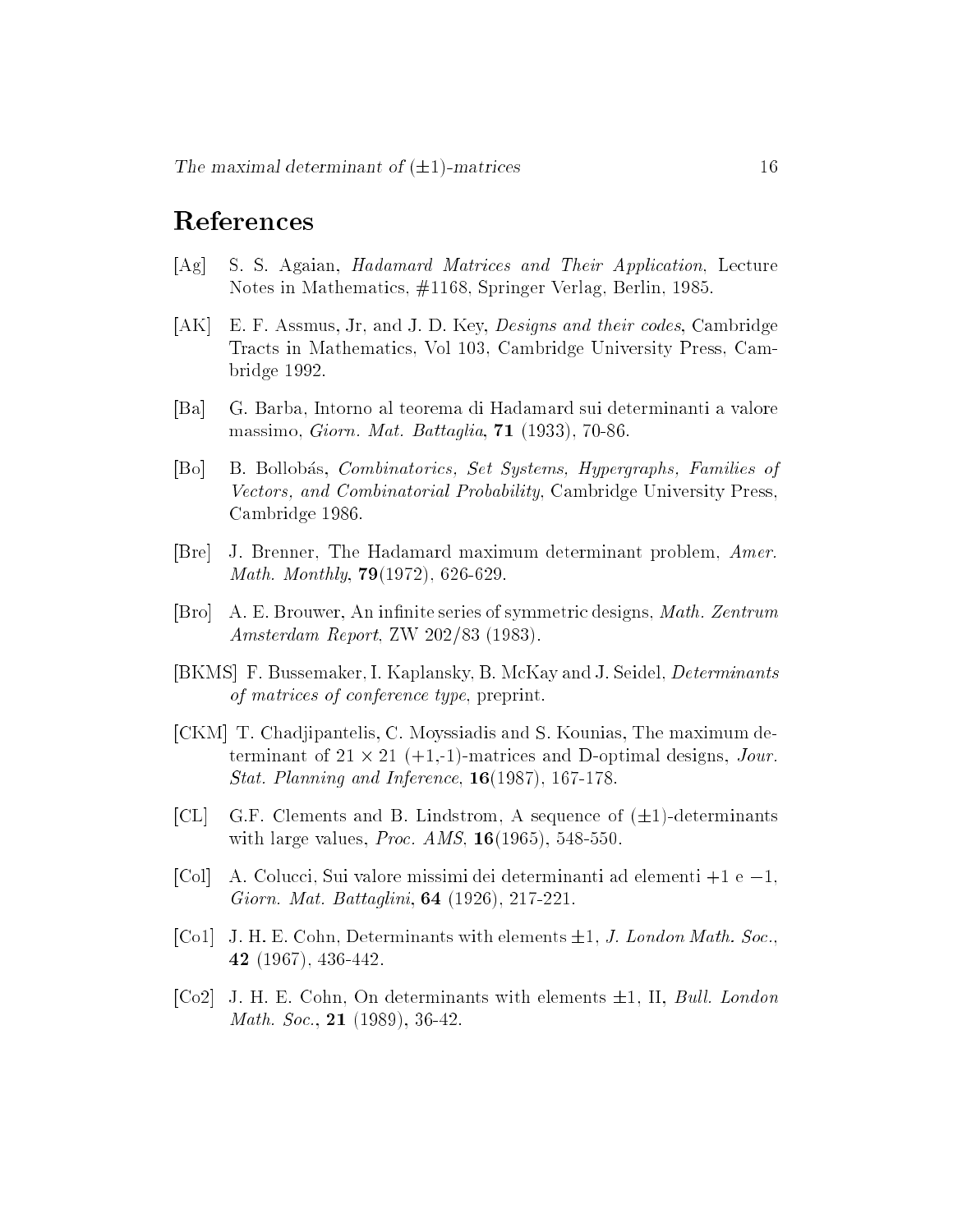## References

[Ag] S. S. Agaian, *Hadamard Matrices and Their Application*, Lecture Notes in Mathematics, #1168, Springer Verlag, Berlin, 1985.

[AK] E. F. Assmus, Jr, and J. D. Key, *Designs and their codes*, Cambridge Tracts in Mathematics, Vol 103, Cambridge University Press, Cambridge 1992.

[Ba] G. Barba, Intorno al teorema di Hadamard sui determinanti a valore massimo, *Giorn. Mat. Battaglia*, **71** (1933), 70-86.

[Bo] B. Bollobás, *Combinatorics, Set Systems, Hypergraphs, Families of Vectors, and Combinatorial Probability*, Cambridge University Press, Cambridge 1986.

[Bre] J. Brenner, The Hadamard maximum determinant problem, *Amer. Math. Monthly*, **79**(1972), 626-629.

[Bro] A. E. Brouwer, An infinite series of symmetric designs, *Math. Zentrum Amsterdam Report*, ZW 202/83 (1983).

[BKMS] F. Bussemaker, I. Kaplansky, B. McKay and J. Seidel, *Determinants of matrices of conference type*, preprint.

[CKM] T. Chadjipantelis, C. Moyssiadis and S. Kounias, The maximum determinant of $21 \times 21$ (+1,-1)-matrices and D-optimal designs, *Jour. Stat. Planning and Inference*, **16**(1987), 167-178.

[CL] G.F. Clements and B. Lindstrom, A sequence of $(\pm 1)$-determinants with large values, *Proc. AMS*, **16**(1965), 548-550.

[Col] A. Colucci, Sui valore missimi dei determinanti ad elementi $+1$ e $-1$, *Giorn. Mat. Battaglini*, **64** (1926), 217-221.

[Co1] J. H. E. Cohn, Determinants with elements $\pm 1$, *J. London Math. Soc.*, **42** (1967), 436-442.

[Co2] J. H. E. Cohn, On determinants with elements $\pm 1$, II, *Bull. London Math. Soc.*, **21** (1989), 36-42.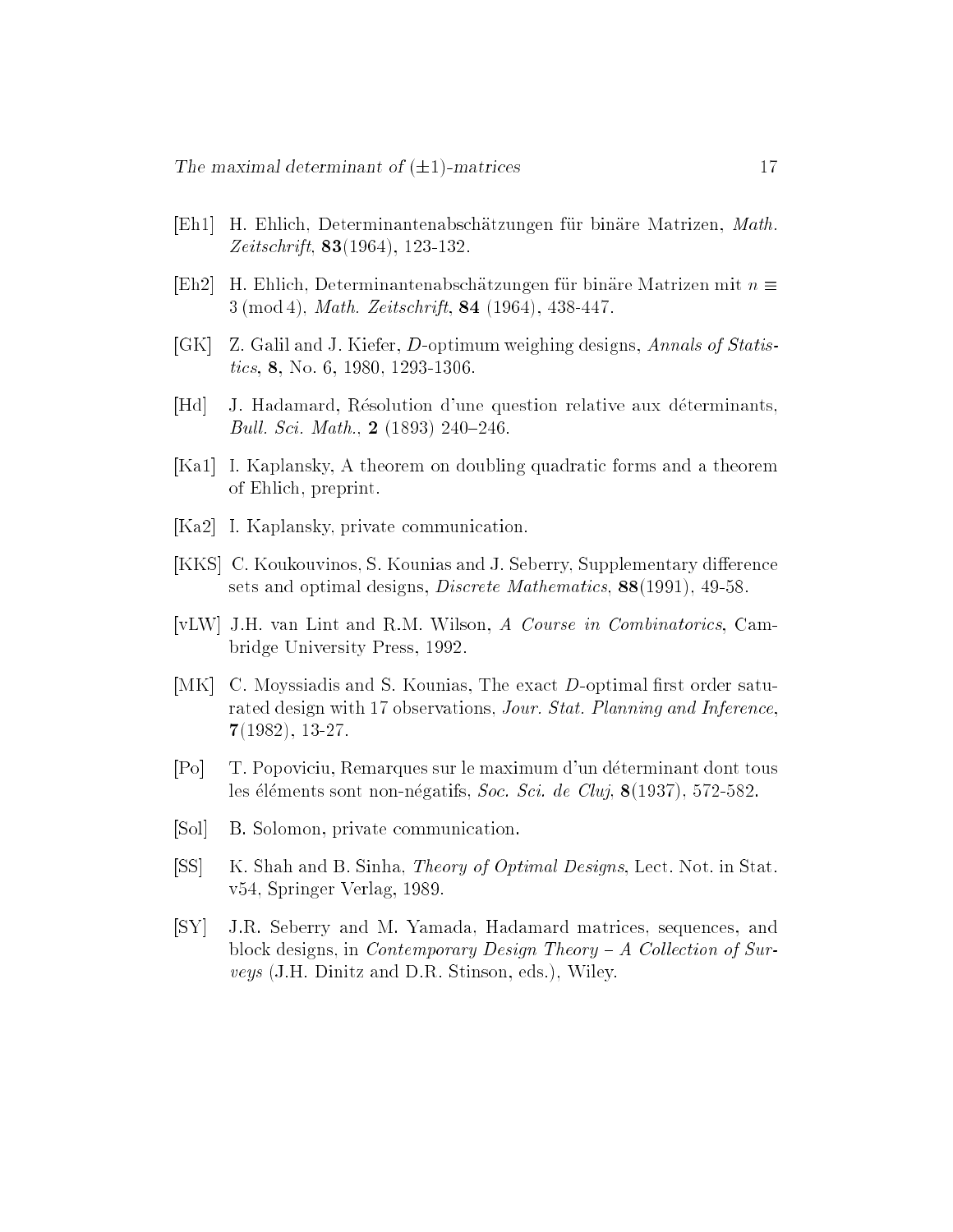[Eh1] H. Ehlich, Determinantenabschätzungen für binäre Matrizen, *Math. Zeitschrift*, **83**(1964), 123-132.

[Eh2] H. Ehlich, Determinantenabschätzungen für binäre Matrizen mit $n \equiv 3 \pmod 4$, *Math. Zeitschrift*, **84** (1964), 438-447.

[GK] Z. Galil and J. Kiefer, $D$-optimum weighing designs, *Annals of Statistics*, **8**, No. 6, 1980, 1293-1306.

[Hd] J. Hadamard, Résolution d'une question relative aux déterminants, *Bull. Sci. Math.*, **2** (1893) 240–246.

[Ka1] I. Kaplansky, A theorem on doubling quadratic forms and a theorem of Ehlich, preprint.

[Ka2] I. Kaplansky, private communication.

[KKS] C. Koukouvinos, S. Kounias and J. Seberry, Supplementary difference sets and optimal designs, *Discrete Mathematics*, **88**(1991), 49-58.

[vLW] J.H. van Lint and R.M. Wilson, *A Course in Combinatorics*, Cambridge University Press, 1992.

[MK] C. Moyssiadis and S. Kounias, The exact $D$-optimal first order saturated design with 17 observations, *Jour. Stat. Planning and Inference*, **7**(1982), 13-27.

[Po] T. Popoviciu, Remarques sur le maximum d'un déterminant dont tous les éléments sont non-négatifs, *Soc. Sci. de Cluj*, **8**(1937), 572-582.

[Sol] B. Solomon, private communication.

[SS] K. Shah and B. Sinha, *Theory of Optimal Designs*, Lect. Not. in Stat. v54, Springer Verlag, 1989.

[SY] J.R. Seberry and M. Yamada, Hadamard matrices, sequences, and block designs, in *Contemporary Design Theory – A Collection of Surveys* (J.H. Dinitz and D.R. Stinson, eds.), Wiley.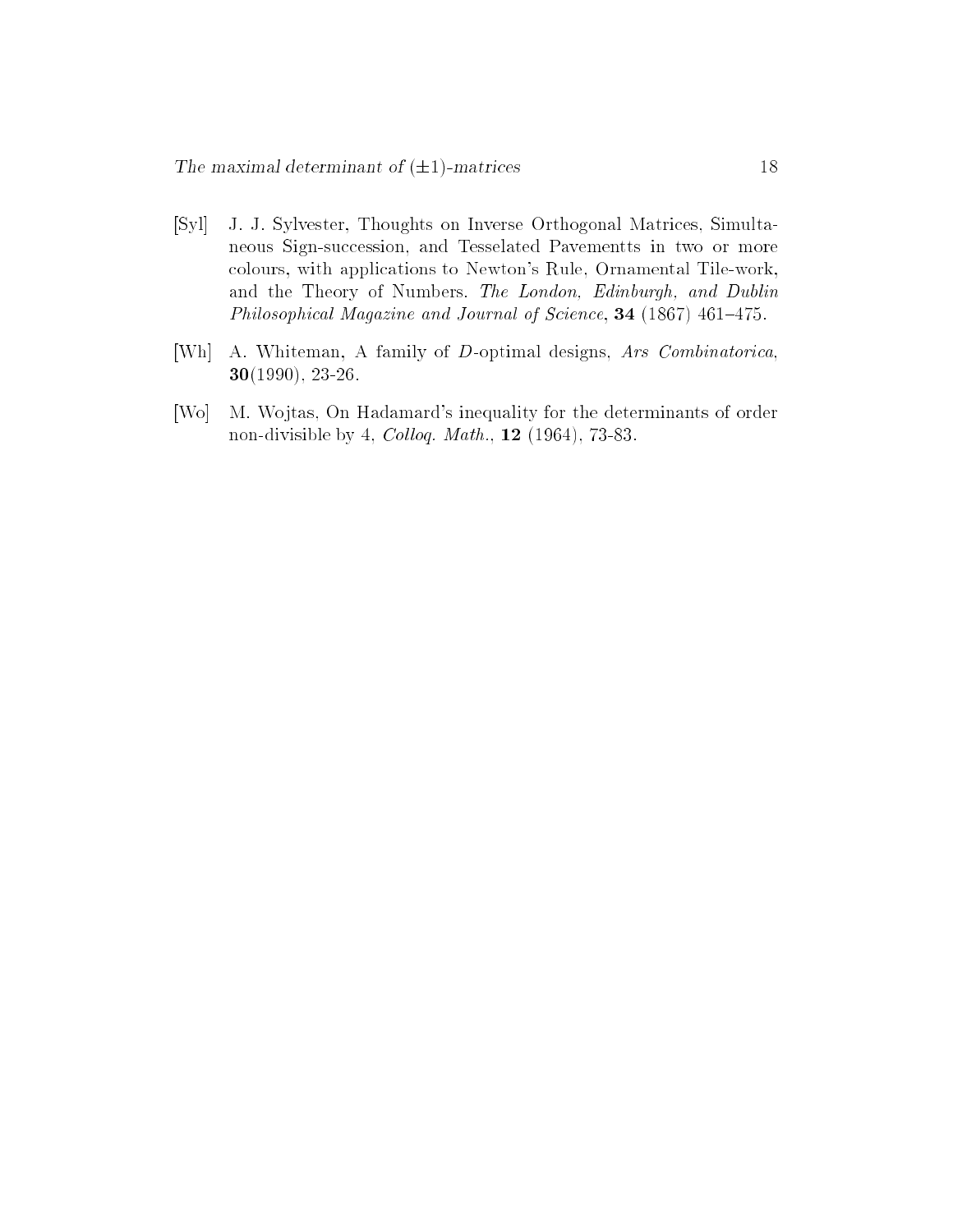[Syl] J. J. Sylvester, Thoughts on Inverse Orthogonal Matrices, Simultaneous Sign-succession, and Tesselated Pavementts in two or more colours, with applications to Newton's Rule, Ornamental Tile-work, and the Theory of Numbers. *The London, Edinburgh, and Dublin Philosophical Magazine and Journal of Science*, **34** (1867) 461–475.

[Wh] A. Whiteman, A family of $D$-optimal designs, *Ars Combinatorica*, **30**(1990), 23-26.

[Wo] M. Wojtas, On Hadamard's inequality for the determinants of order non-divisible by 4, *Colloq. Math.*, **12** (1964), 73-83.